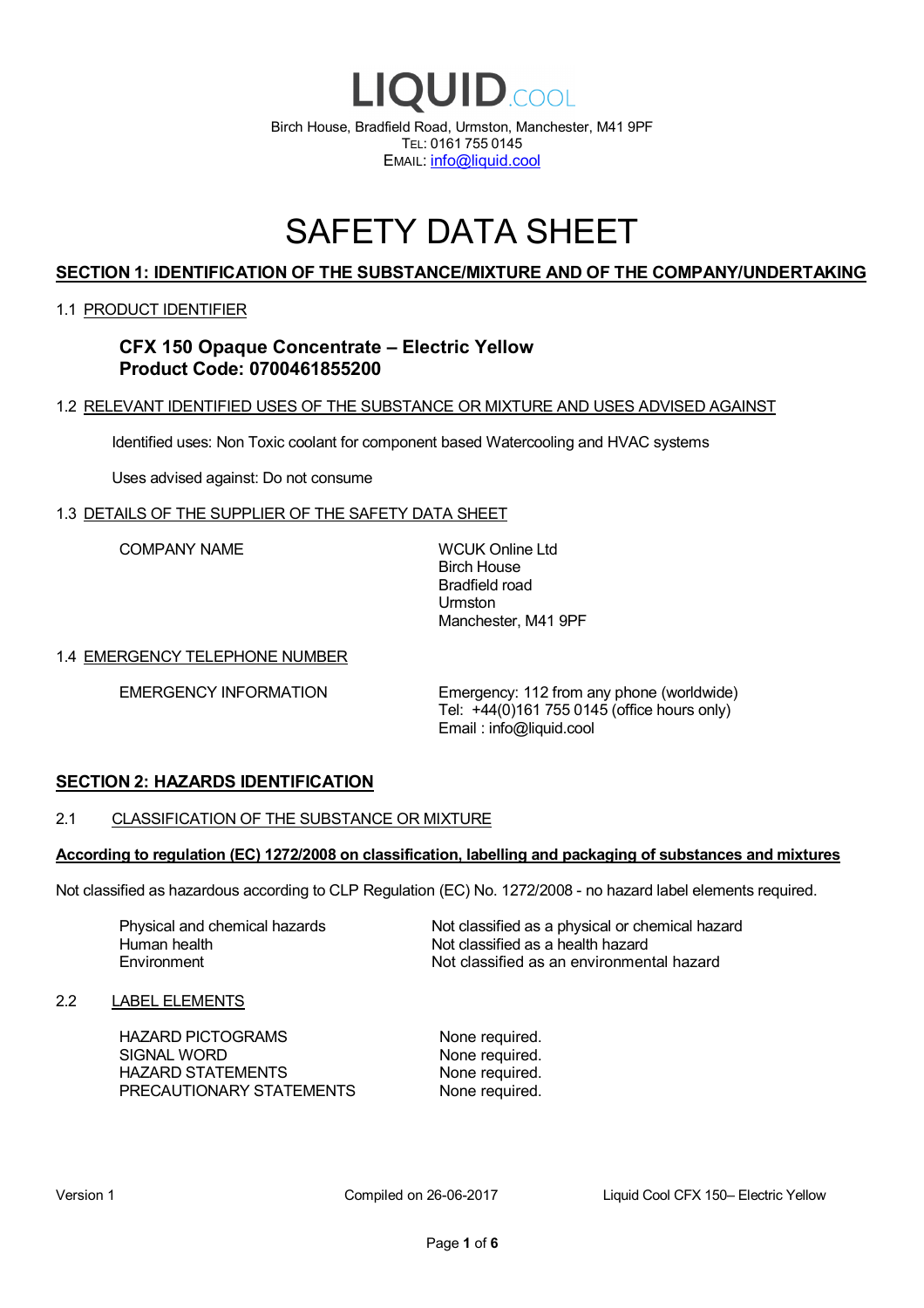# LIQUID.COOL

Birch House, Bradfield Road, Urmston, Manchester, M41 9PF
TEL: 0161 755 0145
EMAIL: info@liquid.cool

# SAFETY DATA SHEET

## SECTION 1: IDENTIFICATION OF THE SUBSTANCE/MIXTURE AND OF THE COMPANY/UNDERTAKING

### 1.1 PRODUCT IDENTIFIER

**CFX 150 Opaque Concentrate – Electric Yellow**
**Product Code: 0700461855200**

### 1.2 RELEVANT IDENTIFIED USES OF THE SUBSTANCE OR MIXTURE AND USES ADVISED AGAINST

Identified uses: Non Toxic coolant for component based Watercooling and HVAC systems

Uses advised against: Do not consume

### 1.3 DETAILS OF THE SUPPLIER OF THE SAFETY DATA SHEET

| | |
|---|---|
| COMPANY NAME | WCUK Online Ltd<br>Birch House<br>Bradfield road<br>Urmston<br>Manchester, M41 9PF |

### 1.4 EMERGENCY TELEPHONE NUMBER

| | |
|---|---|
| EMERGENCY INFORMATION | Emergency: 112 from any phone (worldwide)<br>Tel: +44(0)161 755 0145 (office hours only)<br>Email : info@liquid.cool |

## SECTION 2: HAZARDS IDENTIFICATION

### 2.1 CLASSIFICATION OF THE SUBSTANCE OR MIXTURE

**According to regulation (EC) 1272/2008 on classification, labelling and packaging of substances and mixtures**

Not classified as hazardous according to CLP Regulation (EC) No. 1272/2008 - no hazard label elements required.

| | |
|---|---|
| Physical and chemical hazards | Not classified as a physical or chemical hazard |
| Human health | Not classified as a health hazard |
| Environment | Not classified as an environmental hazard |

### 2.2 LABEL ELEMENTS

| | |
|---|---|
| HAZARD PICTOGRAMS | None required. |
| SIGNAL WORD | None required. |
| HAZARD STATEMENTS | None required. |
| PRECAUTIONARY STATEMENTS | None required. |

Version 1 | Compiled on 26-06-2017 | Liquid Cool CFX 150– Electric Yellow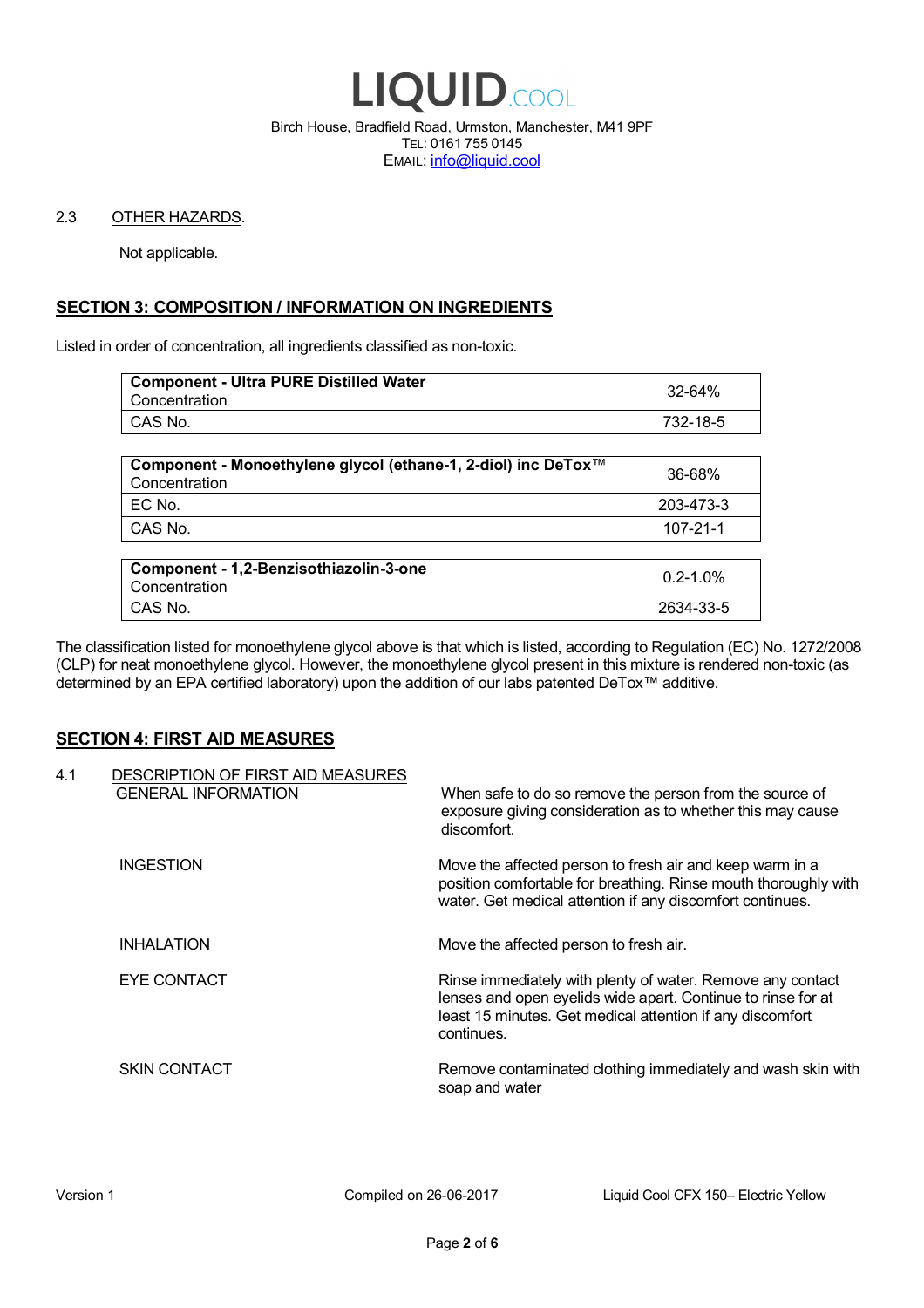2.3 OTHER HAZARDS.

Not applicable.

## SECTION 3: COMPOSITION / INFORMATION ON INGREDIENTS

Listed in order of concentration, all ingredients classified as non-toxic.

| **Component - Ultra PURE Distilled Water** Concentration | 32-64% |
|---|---|
| CAS No. | 732-18-5 |

| **Component - Monoethylene glycol (ethane-1, 2-diol) inc DeTox™** Concentration | 36-68% |
|---|---|
| EC No. | 203-473-3 |
| CAS No. | 107-21-1 |

| **Component - 1,2-Benzisothiazolin-3-one** Concentration | 0.2-1.0% |
|---|---|
| CAS No. | 2634-33-5 |

The classification listed for monoethylene glycol above is that which is listed, according to Regulation (EC) No. 1272/2008 (CLP) for neat monoethylene glycol. However, the monoethylene glycol present in this mixture is rendered non-toxic (as determined by an EPA certified laboratory) upon the addition of our labs patented DeTox™ additive.

## SECTION 4: FIRST AID MEASURES

4.1 DESCRIPTION OF FIRST AID MEASURES

| | |
|---|---|
| GENERAL INFORMATION | When safe to do so remove the person from the source of exposure giving consideration as to whether this may cause discomfort. |
| INGESTION | Move the affected person to fresh air and keep warm in a position comfortable for breathing. Rinse mouth thoroughly with water. Get medical attention if any discomfort continues. |
| INHALATION | Move the affected person to fresh air. |
| EYE CONTACT | Rinse immediately with plenty of water. Remove any contact lenses and open eyelids wide apart. Continue to rinse for at least 15 minutes. Get medical attention if any discomfort continues. |
| SKIN CONTACT | Remove contaminated clothing immediately and wash skin with soap and water |

Version 1 Compiled on 26-06-2017 Liquid Cool CFX 150– Electric Yellow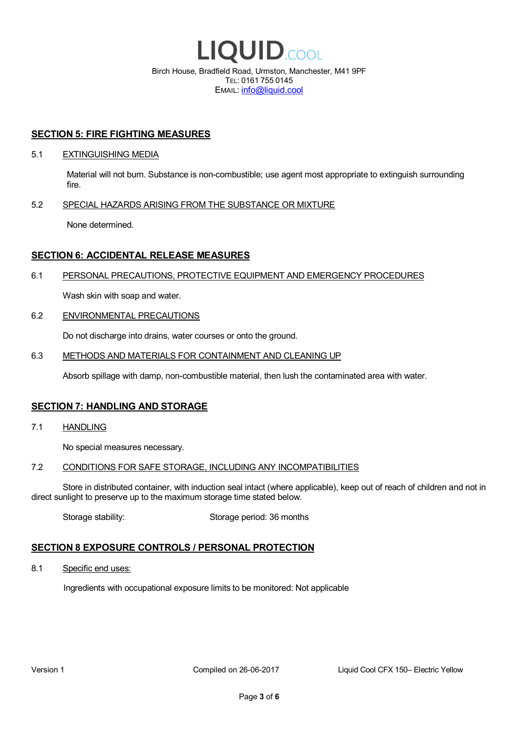## SECTION 5: FIRE FIGHTING MEASURES

### 5.1 EXTINGUISHING MEDIA

Material will not burn. Substance is non-combustible; use agent most appropriate to extinguish surrounding fire.

### 5.2 SPECIAL HAZARDS ARISING FROM THE SUBSTANCE OR MIXTURE

None determined.

## SECTION 6: ACCIDENTAL RELEASE MEASURES

### 6.1 PERSONAL PRECAUTIONS, PROTECTIVE EQUIPMENT AND EMERGENCY PROCEDURES

Wash skin with soap and water.

### 6.2 ENVIRONMENTAL PRECAUTIONS

Do not discharge into drains, water courses or onto the ground.

### 6.3 METHODS AND MATERIALS FOR CONTAINMENT AND CLEANING UP

Absorb spillage with damp, non-combustible material, then lush the contaminated area with water.

## SECTION 7: HANDLING AND STORAGE

### 7.1 HANDLING

No special measures necessary.

### 7.2 CONDITIONS FOR SAFE STORAGE, INCLUDING ANY INCOMPATIBILITIES

Store in distributed container, with induction seal intact (where applicable), keep out of reach of children and not in direct sunlight to preserve up to the maximum storage time stated below.

Storage stability: Storage period: 36 months

## SECTION 8 EXPOSURE CONTROLS / PERSONAL PROTECTION

### 8.1 Specific end uses:

Ingredients with occupational exposure limits to be monitored: Not applicable

Version 1 Compiled on 26-06-2017 Liquid Cool CFX 150– Electric Yellow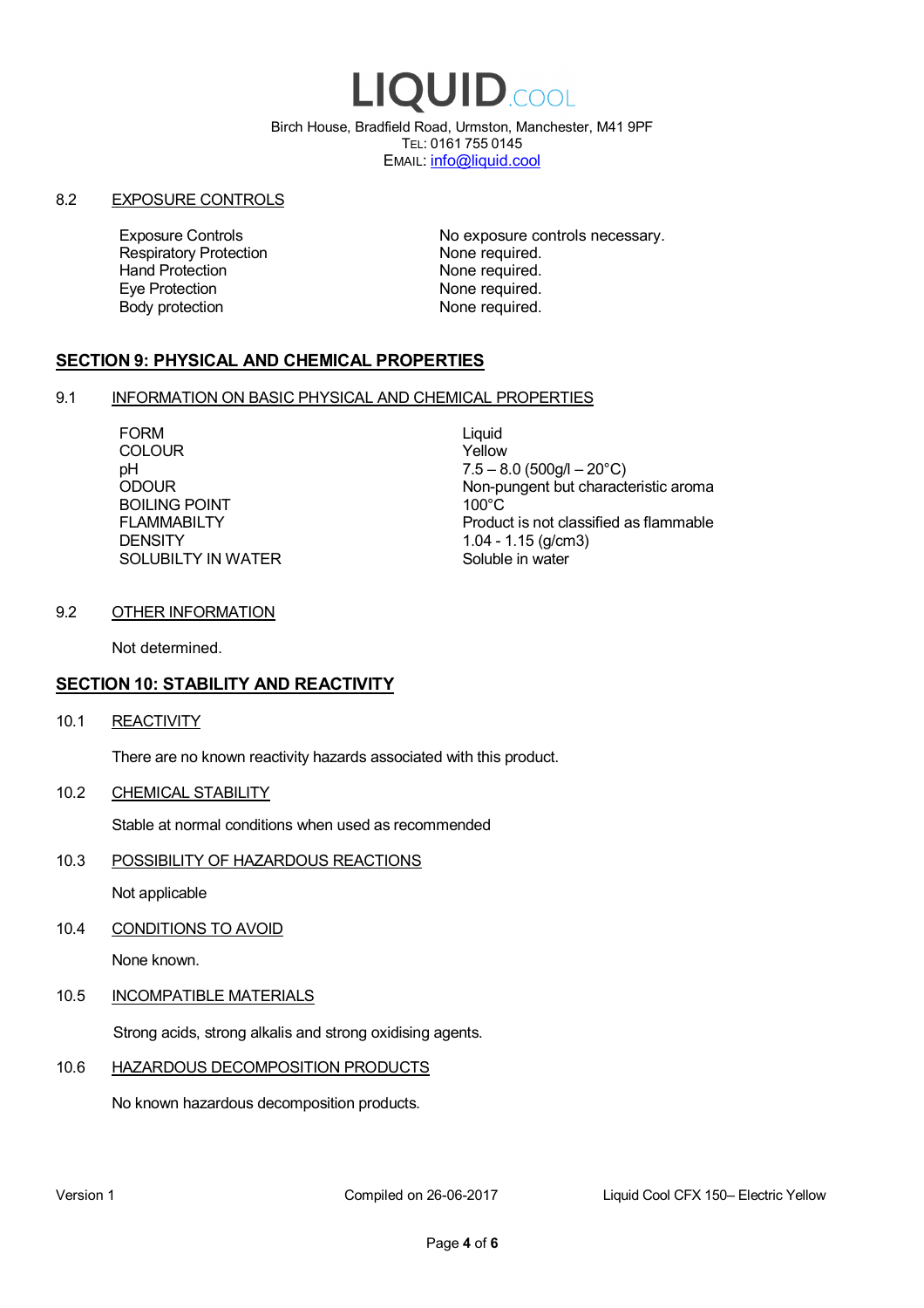# LIQUID.COOL

Birch House, Bradfield Road, Urmston, Manchester, M41 9PF
TEL: 0161 755 0145
EMAIL: info@liquid.cool

8.2 EXPOSURE CONTROLS

| | |
|---|---|
| Exposure Controls | No exposure controls necessary. |
| Respiratory Protection | None required. |
| Hand Protection | None required. |
| Eye Protection | None required. |
| Body protection | None required. |

## SECTION 9: PHYSICAL AND CHEMICAL PROPERTIES

9.1 INFORMATION ON BASIC PHYSICAL AND CHEMICAL PROPERTIES

| | |
|---|---|
| FORM | Liquid |
| COLOUR | Yellow |
| pH | 7.5 – 8.0 (500g/l – 20°C) |
| ODOUR | Non-pungent but characteristic aroma |
| BOILING POINT | 100°C |
| FLAMMABILTY | Product is not classified as flammable |
| DENSITY | 1.04 - 1.15 (g/cm3) |
| SOLUBILTY IN WATER | Soluble in water |

9.2 OTHER INFORMATION

Not determined.

## SECTION 10: STABILITY AND REACTIVITY

10.1 REACTIVITY

There are no known reactivity hazards associated with this product.

10.2 CHEMICAL STABILITY

Stable at normal conditions when used as recommended

10.3 POSSIBILITY OF HAZARDOUS REACTIONS

Not applicable

10.4 CONDITIONS TO AVOID

None known.

10.5 INCOMPATIBLE MATERIALS

Strong acids, strong alkalis and strong oxidising agents.

10.6 HAZARDOUS DECOMPOSITION PRODUCTS

No known hazardous decomposition products.

Version 1 Compiled on 26-06-2017 Liquid Cool CFX 150– Electric Yellow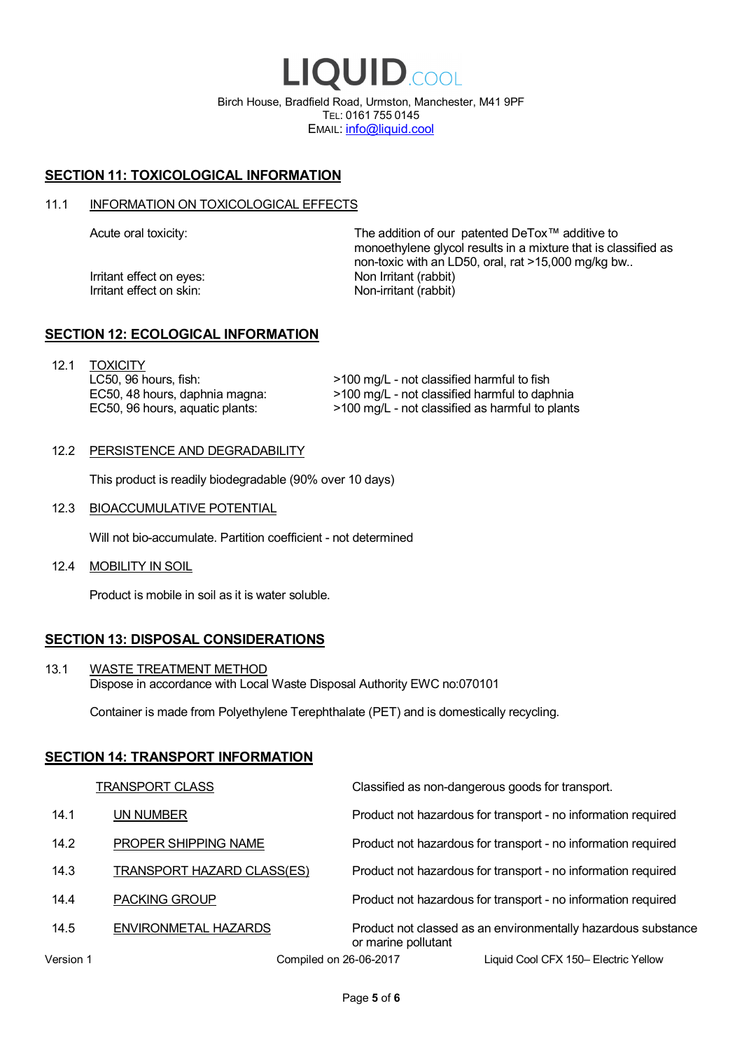# LIQUID.COOL

Birch House, Bradfield Road, Urmston, Manchester, M41 9PF
TEL: 0161 755 0145
EMAIL: info@liquid.cool

## SECTION 11: TOXICOLOGICAL INFORMATION

### 11.1 INFORMATION ON TOXICOLOGICAL EFFECTS

| | |
|---|---|
| Acute oral toxicity: | The addition of our patented DeTox™ additive to monoethylene glycol results in a mixture that is classified as non-toxic with an LD50, oral, rat >15,000 mg/kg bw.. |
| Irritant effect on eyes: | Non Irritant (rabbit) |
| Irritant effect on skin: | Non-irritant (rabbit) |

## SECTION 12: ECOLOGICAL INFORMATION

### 12.1 TOXICITY

| | |
|---|---|
| LC50, 96 hours, fish: | >100 mg/L - not classified harmful to fish |
| EC50, 48 hours, daphnia magna: | >100 mg/L - not classified harmful to daphnia |
| EC50, 96 hours, aquatic plants: | >100 mg/L - not classified as harmful to plants |

### 12.2 PERSISTENCE AND DEGRADABILITY

This product is readily biodegradable (90% over 10 days)

### 12.3 BIOACCUMULATIVE POTENTIAL

Will not bio-accumulate. Partition coefficient - not determined

### 12.4 MOBILITY IN SOIL

Product is mobile in soil as it is water soluble.

## SECTION 13: DISPOSAL CONSIDERATIONS

### 13.1 WASTE TREATMENT METHOD

Dispose in accordance with Local Waste Disposal Authority EWC no:070101

Container is made from Polyethylene Terephthalate (PET) and is domestically recycling.

## SECTION 14: TRANSPORT INFORMATION

| | | |
|---|---|---|
| | TRANSPORT CLASS | Classified as non-dangerous goods for transport. |
| 14.1 | UN NUMBER | Product not hazardous for transport - no information required |
| 14.2 | PROPER SHIPPING NAME | Product not hazardous for transport - no information required |
| 14.3 | TRANSPORT HAZARD CLASS(ES) | Product not hazardous for transport - no information required |
| 14.4 | PACKING GROUP | Product not hazardous for transport - no information required |
| 14.5 | ENVIRONMETAL HAZARDS | Product not classed as an environmentally hazardous substance or marine pollutant |

Version 1 Compiled on 26-06-2017 Liquid Cool CFX 150– Electric Yellow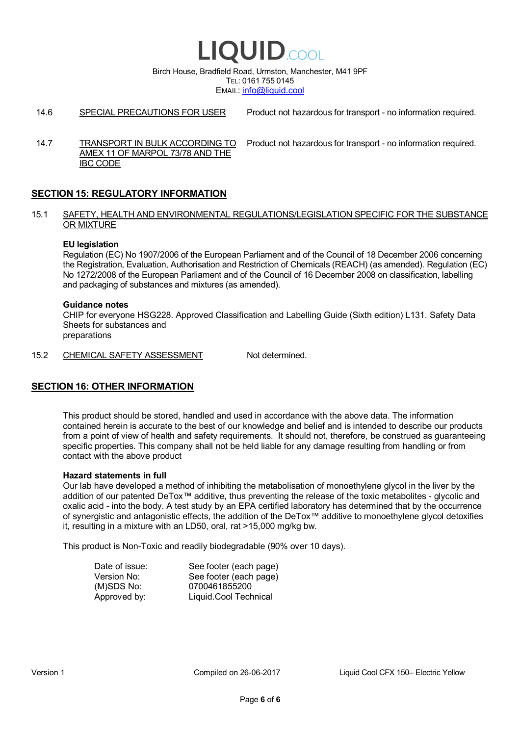| | | |
|---|---|---|
| 14.6 | SPECIAL PRECAUTIONS FOR USER | Product not hazardous for transport - no information required. |
| 14.7 | TRANSPORT IN BULK ACCORDING TO AMEX 11 OF MARPOL 73/78 AND THE IBC CODE | Product not hazardous for transport - no information required. |

## SECTION 15: REGULATORY INFORMATION

15.1 SAFETY, HEALTH AND ENVIRONMENTAL REGULATIONS/LEGISLATION SPECIFIC FOR THE SUBSTANCE OR MIXTURE

**EU legislation**

Regulation (EC) No 1907/2006 of the European Parliament and of the Council of 18 December 2006 concerning the Registration, Evaluation, Authorisation and Restriction of Chemicals (REACH) (as amended). Regulation (EC) No 1272/2008 of the European Parliament and of the Council of 16 December 2008 on classification, labelling and packaging of substances and mixtures (as amended).

**Guidance notes**

CHIP for everyone HSG228. Approved Classification and Labelling Guide (Sixth edition) L131. Safety Data Sheets for substances and preparations

15.2 CHEMICAL SAFETY ASSESSMENT — Not determined.

## SECTION 16: OTHER INFORMATION

This product should be stored, handled and used in accordance with the above data. The information contained herein is accurate to the best of our knowledge and belief and is intended to describe our products from a point of view of health and safety requirements. It should not, therefore, be construed as guaranteeing specific properties. This company shall not be held liable for any damage resulting from handling or from contact with the above product

**Hazard statements in full**

Our lab have developed a method of inhibiting the metabolisation of monoethylene glycol in the liver by the addition of our patented DeTox™ additive, thus preventing the release of the toxic metabolites - glycolic and oxalic acid - into the body. A test study by an EPA certified laboratory has determined that by the occurrence of synergistic and antagonistic effects, the addition of the DeTox™ additive to monoethylene glycol detoxifies it, resulting in a mixture with an LD50, oral, rat >15,000 mg/kg bw.

This product is Non-Toxic and readily biodegradable (90% over 10 days).

| | |
|---|---|
| Date of issue: | See footer (each page) |
| Version No: | See footer (each page) |
| (M)SDS No: | 0700461855200 |
| Approved by: | Liquid.Cool Technical |